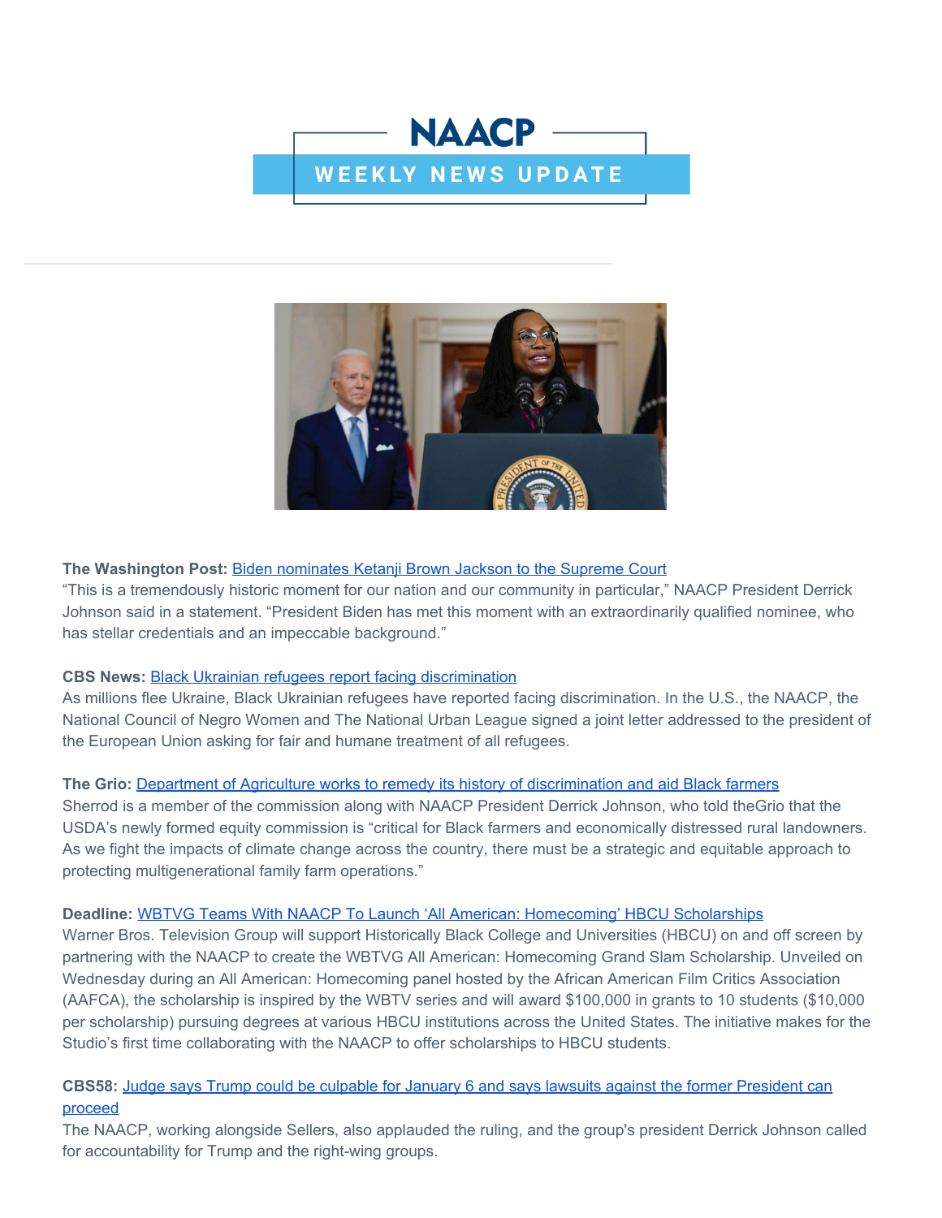# NAACP

## WEEKLY NEWS UPDATE

---

**The Washington Post:** Biden nominates Ketanji Brown Jackson to the Supreme Court
"This is a tremendously historic moment for our nation and our community in particular," NAACP President Derrick Johnson said in a statement. "President Biden has met this moment with an extraordinarily qualified nominee, who has stellar credentials and an impeccable background."

**CBS News:** Black Ukrainian refugees report facing discrimination
As millions flee Ukraine, Black Ukrainian refugees have reported facing discrimination. In the U.S., the NAACP, the National Council of Negro Women and The National Urban League signed a joint letter addressed to the president of the European Union asking for fair and humane treatment of all refugees.

**The Grio:** Department of Agriculture works to remedy its history of discrimination and aid Black farmers
Sherrod is a member of the commission along with NAACP President Derrick Johnson, who told theGrio that the USDA's newly formed equity commission is "critical for Black farmers and economically distressed rural landowners. As we fight the impacts of climate change across the country, there must be a strategic and equitable approach to protecting multigenerational family farm operations."

**Deadline:** WBTVG Teams With NAACP To Launch 'All American: Homecoming' HBCU Scholarships
Warner Bros. Television Group will support Historically Black College and Universities (HBCU) on and off screen by partnering with the NAACP to create the WBTVG All American: Homecoming Grand Slam Scholarship. Unveiled on Wednesday during an All American: Homecoming panel hosted by the African American Film Critics Association (AAFCA), the scholarship is inspired by the WBTV series and will award $100,000 in grants to 10 students ($10,000 per scholarship) pursuing degrees at various HBCU institutions across the United States. The initiative makes for the Studio's first time collaborating with the NAACP to offer scholarships to HBCU students.

**CBS58:** Judge says Trump could be culpable for January 6 and says lawsuits against the former President can proceed
The NAACP, working alongside Sellers, also applauded the ruling, and the group's president Derrick Johnson called for accountability for Trump and the right-wing groups.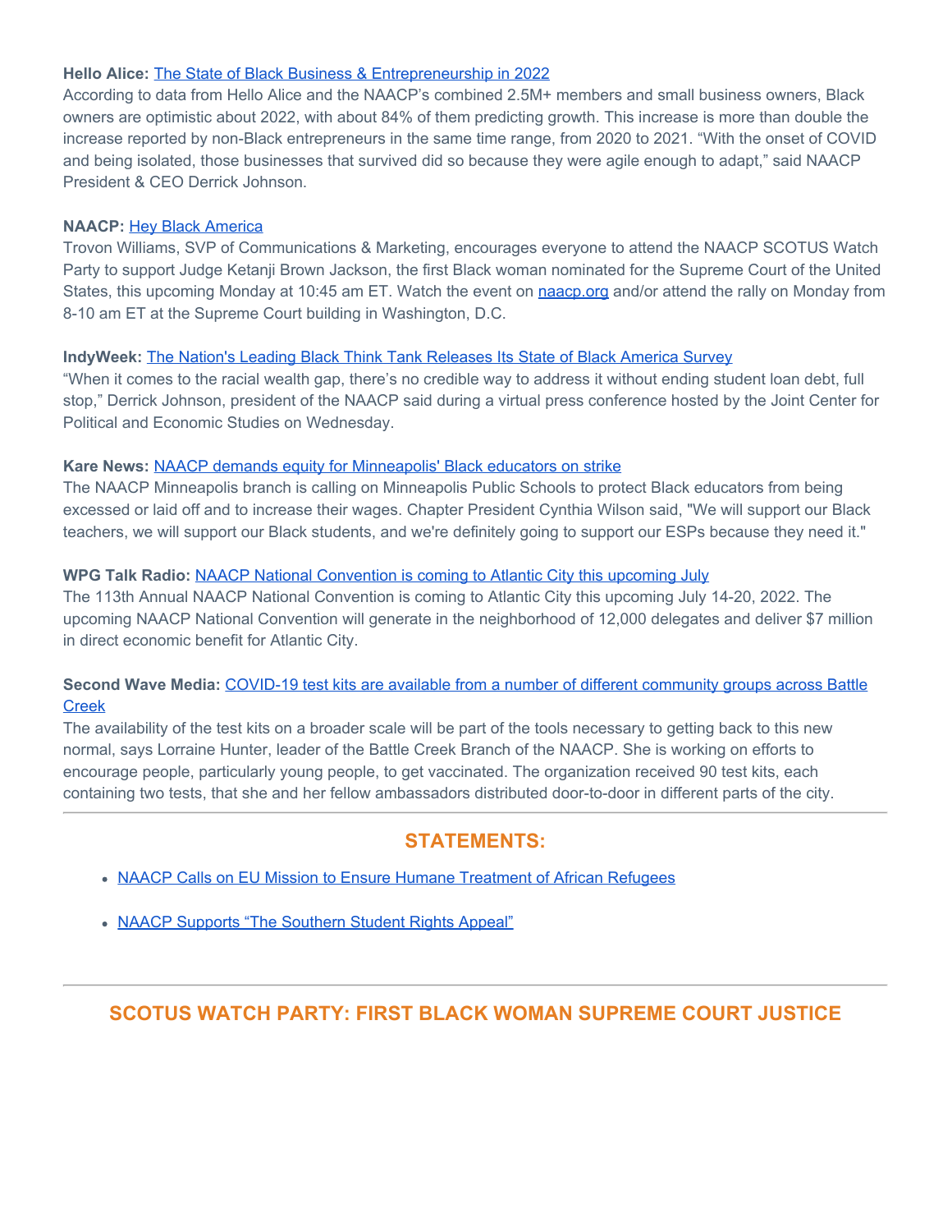**Hello Alice:** The State of Black Business & Entrepreneurship in 2022
According to data from Hello Alice and the NAACP's combined 2.5M+ members and small business owners, Black owners are optimistic about 2022, with about 84% of them predicting growth. This increase is more than double the increase reported by non-Black entrepreneurs in the same time range, from 2020 to 2021. "With the onset of COVID and being isolated, those businesses that survived did so because they were agile enough to adapt," said NAACP President & CEO Derrick Johnson.

**NAACP:** Hey Black America
Trovon Williams, SVP of Communications & Marketing, encourages everyone to attend the NAACP SCOTUS Watch Party to support Judge Ketanji Brown Jackson, the first Black woman nominated for the Supreme Court of the United States, this upcoming Monday at 10:45 am ET. Watch the event on naacp.org and/or attend the rally on Monday from 8-10 am ET at the Supreme Court building in Washington, D.C.

**IndyWeek:** The Nation's Leading Black Think Tank Releases Its State of Black America Survey
"When it comes to the racial wealth gap, there's no credible way to address it without ending student loan debt, full stop," Derrick Johnson, president of the NAACP said during a virtual press conference hosted by the Joint Center for Political and Economic Studies on Wednesday.

**Kare News:** NAACP demands equity for Minneapolis' Black educators on strike
The NAACP Minneapolis branch is calling on Minneapolis Public Schools to protect Black educators from being excessed or laid off and to increase their wages. Chapter President Cynthia Wilson said, "We will support our Black teachers, we will support our Black students, and we're definitely going to support our ESPs because they need it."

**WPG Talk Radio:** NAACP National Convention is coming to Atlantic City this upcoming July
The 113th Annual NAACP National Convention is coming to Atlantic City this upcoming July 14-20, 2022. The upcoming NAACP National Convention will generate in the neighborhood of 12,000 delegates and deliver $7 million in direct economic benefit for Atlantic City.

**Second Wave Media:** COVID-19 test kits are available from a number of different community groups across Battle Creek
The availability of the test kits on a broader scale will be part of the tools necessary to getting back to this new normal, says Lorraine Hunter, leader of the Battle Creek Branch of the NAACP. She is working on efforts to encourage people, particularly young people, to get vaccinated. The organization received 90 test kits, each containing two tests, that she and her fellow ambassadors distributed door-to-door in different parts of the city.

---

## STATEMENTS:

- NAACP Calls on EU Mission to Ensure Humane Treatment of African Refugees
- NAACP Supports "The Southern Student Rights Appeal"

---

## SCOTUS WATCH PARTY: FIRST BLACK WOMAN SUPREME COURT JUSTICE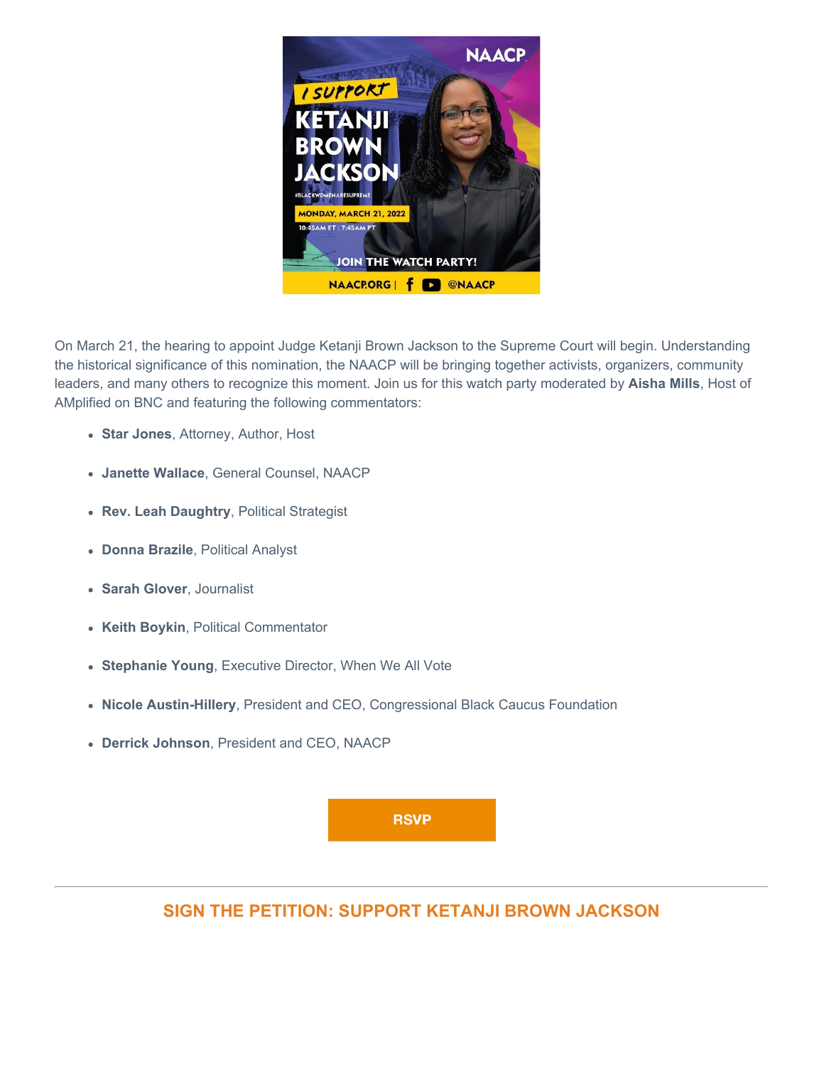On March 21, the hearing to appoint Judge Ketanji Brown Jackson to the Supreme Court will begin. Understanding the historical significance of this nomination, the NAACP will be bringing together activists, organizers, community leaders, and many others to recognize this moment. Join us for this watch party moderated by **Aisha Mills**, Host of AMplified on BNC and featuring the following commentators:

- **Star Jones**, Attorney, Author, Host
- **Janette Wallace**, General Counsel, NAACP
- **Rev. Leah Daughtry**, Political Strategist
- **Donna Brazile**, Political Analyst
- **Sarah Glover**, Journalist
- **Keith Boykin**, Political Commentator
- **Stephanie Young**, Executive Director, When We All Vote
- **Nicole Austin-Hillery**, President and CEO, Congressional Black Caucus Foundation
- **Derrick Johnson**, President and CEO, NAACP

RSVP

---

## SIGN THE PETITION: SUPPORT KETANJI BROWN JACKSON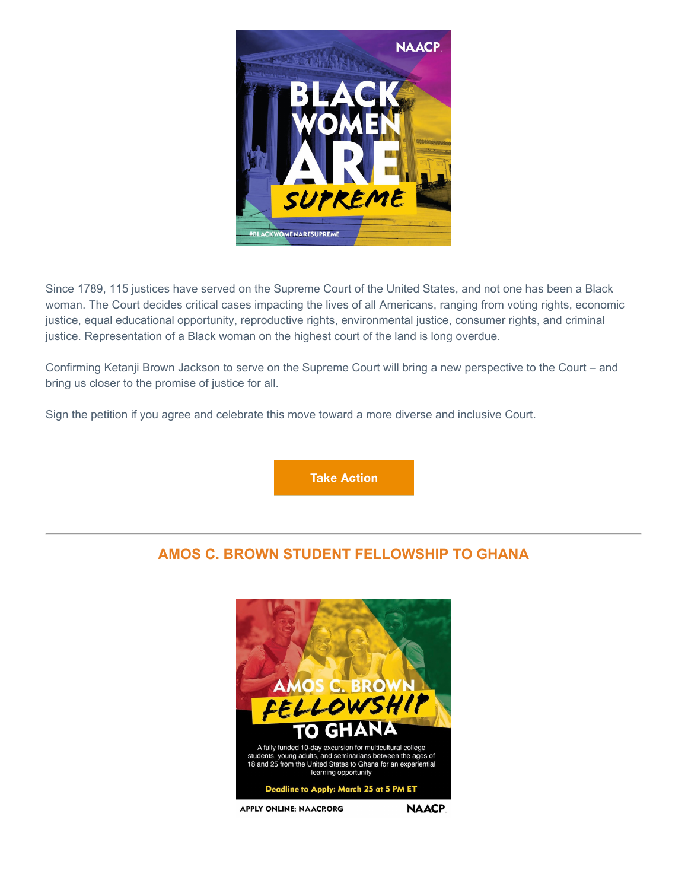Since 1789, 115 justices have served on the Supreme Court of the United States, and not one has been a Black woman. The Court decides critical cases impacting the lives of all Americans, ranging from voting rights, economic justice, equal educational opportunity, reproductive rights, environmental justice, consumer rights, and criminal justice. Representation of a Black woman on the highest court of the land is long overdue.

Confirming Ketanji Brown Jackson to serve on the Supreme Court will bring a new perspective to the Court – and bring us closer to the promise of justice for all.

Sign the petition if you agree and celebrate this move toward a more diverse and inclusive Court.

**Take Action**

---

## AMOS C. BROWN STUDENT FELLOWSHIP TO GHANA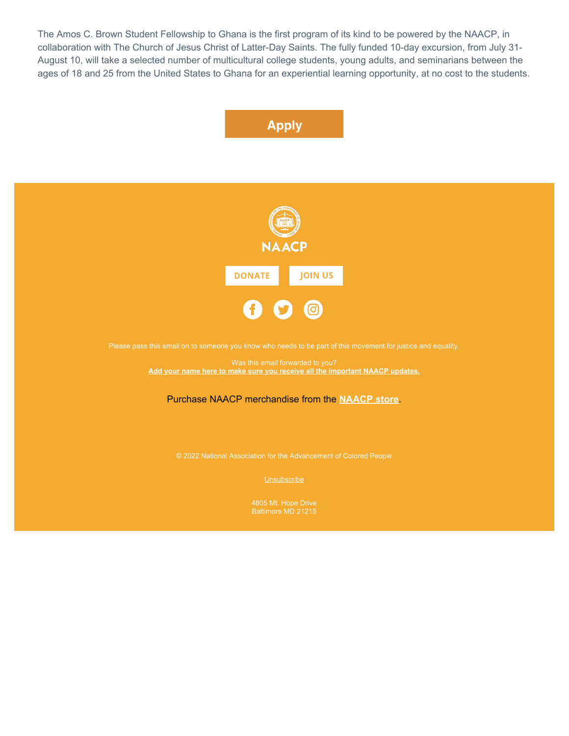The Amos C. Brown Student Fellowship to Ghana is the first program of its kind to be powered by the NAACP, in collaboration with The Church of Jesus Christ of Latter-Day Saints. The fully funded 10-day excursion, from July 31-August 10, will take a selected number of multicultural college students, young adults, and seminarians between the ages of 18 and 25 from the United States to Ghana for an experiential learning opportunity, at no cost to the students.

**Apply**

NAACP

DONATE JOIN US

Please pass this email on to someone you know who needs to be part of this movement for justice and equality.

Was this email forwarded to you?
**Add your name here to make sure you receive all the important NAACP updates.**

Purchase NAACP merchandise from the **NAACP store**.

© 2022 National Association for the Advancement of Colored People

Unsubscribe

4805 Mt. Hope Drive
Baltimore MD 21215